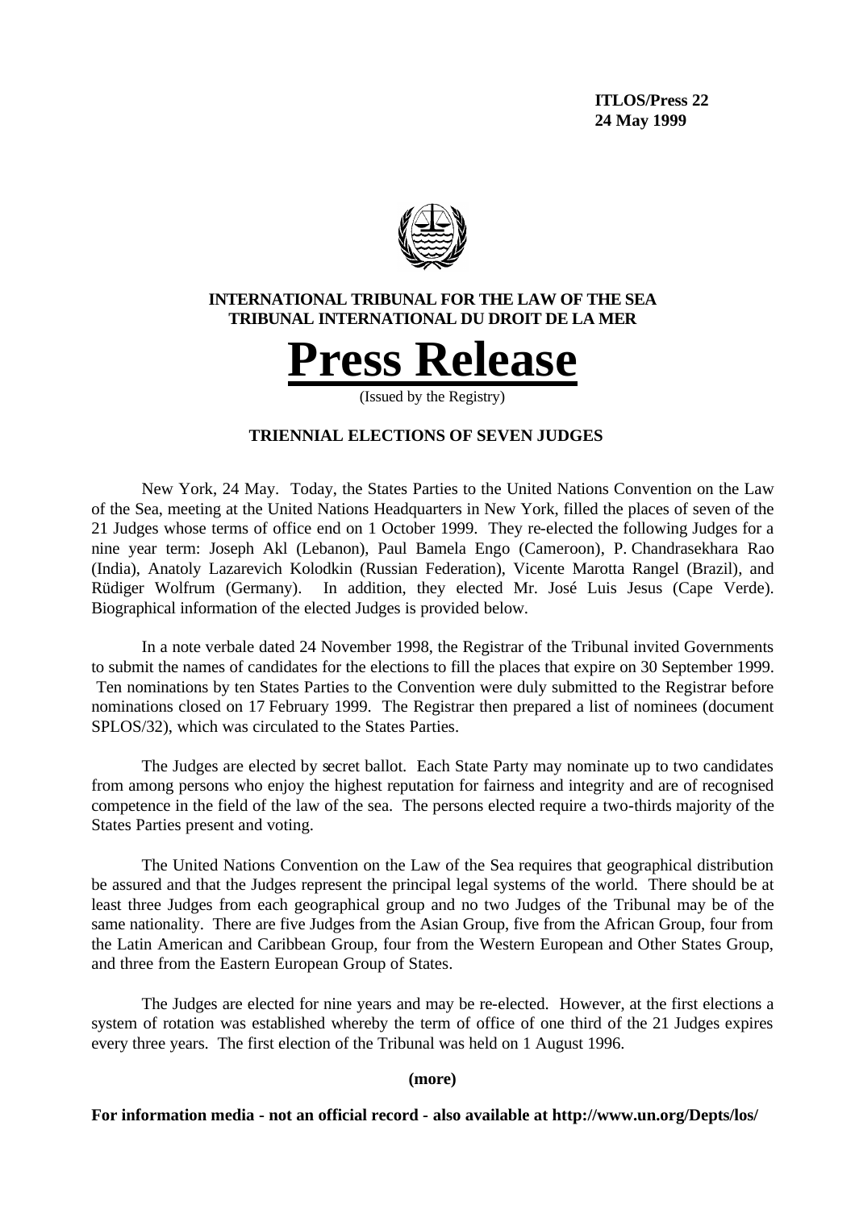**ITLOS/Press 22**
**24 May 1999**

**INTERNATIONAL TRIBUNAL FOR THE LAW OF THE SEA**
**TRIBUNAL INTERNATIONAL DU DROIT DE LA MER**

# Press Release

(Issued by the Registry)

## TRIENNIAL ELECTIONS OF SEVEN JUDGES

New York, 24 May. Today, the States Parties to the United Nations Convention on the Law of the Sea, meeting at the United Nations Headquarters in New York, filled the places of seven of the 21 Judges whose terms of office end on 1 October 1999. They re-elected the following Judges for a nine year term: Joseph Akl (Lebanon), Paul Bamela Engo (Cameroon), P. Chandrasekhara Rao (India), Anatoly Lazarevich Kolodkin (Russian Federation), Vicente Marotta Rangel (Brazil), and Rüdiger Wolfrum (Germany). In addition, they elected Mr. José Luis Jesus (Cape Verde). Biographical information of the elected Judges is provided below.

In a note verbale dated 24 November 1998, the Registrar of the Tribunal invited Governments to submit the names of candidates for the elections to fill the places that expire on 30 September 1999. Ten nominations by ten States Parties to the Convention were duly submitted to the Registrar before nominations closed on 17 February 1999. The Registrar then prepared a list of nominees (document SPLOS/32), which was circulated to the States Parties.

The Judges are elected by secret ballot. Each State Party may nominate up to two candidates from among persons who enjoy the highest reputation for fairness and integrity and are of recognised competence in the field of the law of the sea. The persons elected require a two-thirds majority of the States Parties present and voting.

The United Nations Convention on the Law of the Sea requires that geographical distribution be assured and that the Judges represent the principal legal systems of the world. There should be at least three Judges from each geographical group and no two Judges of the Tribunal may be of the same nationality. There are five Judges from the Asian Group, five from the African Group, four from the Latin American and Caribbean Group, four from the Western European and Other States Group, and three from the Eastern European Group of States.

The Judges are elected for nine years and may be re-elected. However, at the first elections a system of rotation was established whereby the term of office of one third of the 21 Judges expires every three years. The first election of the Tribunal was held on 1 August 1996.

**(more)**

**For information media - not an official record - also available at http://www.un.org/Depts/los/**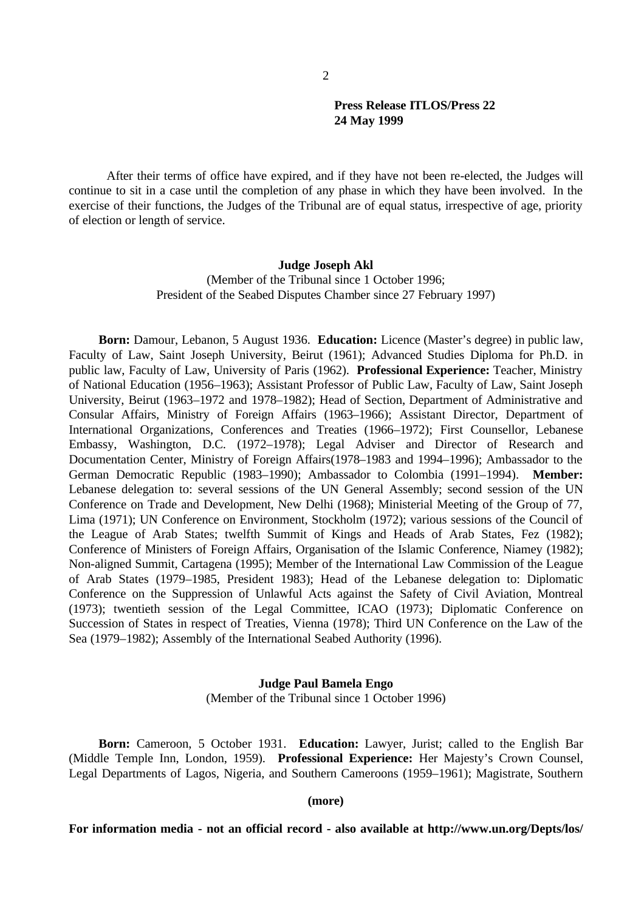After their terms of office have expired, and if they have not been re-elected, the Judges will continue to sit in a case until the completion of any phase in which they have been involved. In the exercise of their functions, the Judges of the Tribunal are of equal status, irrespective of age, priority of election or length of service.

**Judge Joseph Akl**

(Member of the Tribunal since 1 October 1996;
President of the Seabed Disputes Chamber since 27 February 1997)

**Born:** Damour, Lebanon, 5 August 1936. **Education:** Licence (Master's degree) in public law, Faculty of Law, Saint Joseph University, Beirut (1961); Advanced Studies Diploma for Ph.D. in public law, Faculty of Law, University of Paris (1962). **Professional Experience:** Teacher, Ministry of National Education (1956–1963); Assistant Professor of Public Law, Faculty of Law, Saint Joseph University, Beirut (1963–1972 and 1978–1982); Head of Section, Department of Administrative and Consular Affairs, Ministry of Foreign Affairs (1963–1966); Assistant Director, Department of International Organizations, Conferences and Treaties (1966–1972); First Counsellor, Lebanese Embassy, Washington, D.C. (1972–1978); Legal Adviser and Director of Research and Documentation Center, Ministry of Foreign Affairs(1978–1983 and 1994–1996); Ambassador to the German Democratic Republic (1983–1990); Ambassador to Colombia (1991–1994). **Member:** Lebanese delegation to: several sessions of the UN General Assembly; second session of the UN Conference on Trade and Development, New Delhi (1968); Ministerial Meeting of the Group of 77, Lima (1971); UN Conference on Environment, Stockholm (1972); various sessions of the Council of the League of Arab States; twelfth Summit of Kings and Heads of Arab States, Fez (1982); Conference of Ministers of Foreign Affairs, Organisation of the Islamic Conference, Niamey (1982); Non-aligned Summit, Cartagena (1995); Member of the International Law Commission of the League of Arab States (1979–1985, President 1983); Head of the Lebanese delegation to: Diplomatic Conference on the Suppression of Unlawful Acts against the Safety of Civil Aviation, Montreal (1973); twentieth session of the Legal Committee, ICAO (1973); Diplomatic Conference on Succession of States in respect of Treaties, Vienna (1978); Third UN Conference on the Law of the Sea (1979–1982); Assembly of the International Seabed Authority (1996).

**Judge Paul Bamela Engo**

(Member of the Tribunal since 1 October 1996)

**Born:** Cameroon, 5 October 1931. **Education:** Lawyer, Jurist; called to the English Bar (Middle Temple Inn, London, 1959). **Professional Experience:** Her Majesty's Crown Counsel, Legal Departments of Lagos, Nigeria, and Southern Cameroons (1959–1961); Magistrate, Southern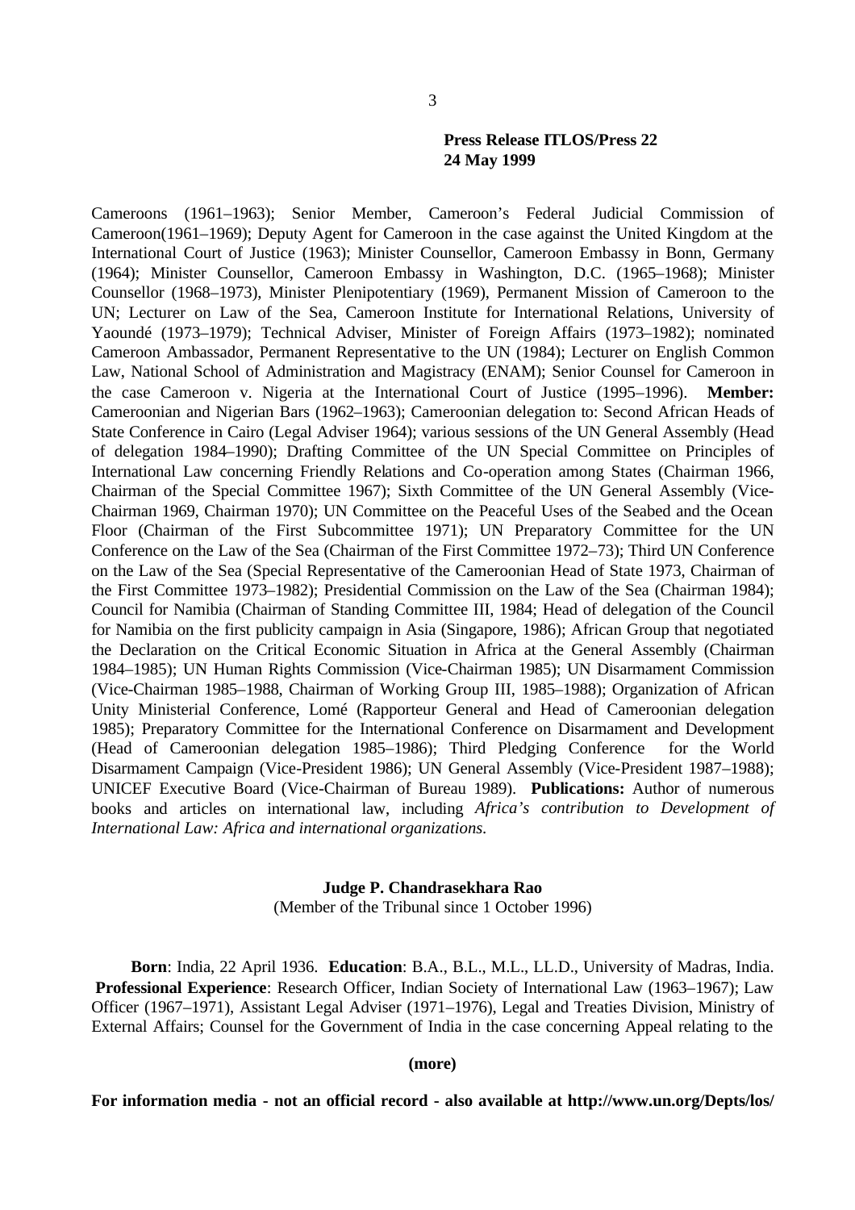Cameroons (1961–1963); Senior Member, Cameroon's Federal Judicial Commission of Cameroon(1961–1969); Deputy Agent for Cameroon in the case against the United Kingdom at the International Court of Justice (1963); Minister Counsellor, Cameroon Embassy in Bonn, Germany (1964); Minister Counsellor, Cameroon Embassy in Washington, D.C. (1965–1968); Minister Counsellor (1968–1973), Minister Plenipotentiary (1969), Permanent Mission of Cameroon to the UN; Lecturer on Law of the Sea, Cameroon Institute for International Relations, University of Yaoundé (1973–1979); Technical Adviser, Minister of Foreign Affairs (1973–1982); nominated Cameroon Ambassador, Permanent Representative to the UN (1984); Lecturer on English Common Law, National School of Administration and Magistracy (ENAM); Senior Counsel for Cameroon in the case Cameroon v. Nigeria at the International Court of Justice (1995–1996). **Member:** Cameroonian and Nigerian Bars (1962–1963); Cameroonian delegation to: Second African Heads of State Conference in Cairo (Legal Adviser 1964); various sessions of the UN General Assembly (Head of delegation 1984–1990); Drafting Committee of the UN Special Committee on Principles of International Law concerning Friendly Relations and Co-operation among States (Chairman 1966, Chairman of the Special Committee 1967); Sixth Committee of the UN General Assembly (Vice-Chairman 1969, Chairman 1970); UN Committee on the Peaceful Uses of the Seabed and the Ocean Floor (Chairman of the First Subcommittee 1971); UN Preparatory Committee for the UN Conference on the Law of the Sea (Chairman of the First Committee 1972–73); Third UN Conference on the Law of the Sea (Special Representative of the Cameroonian Head of State 1973, Chairman of the First Committee 1973–1982); Presidential Commission on the Law of the Sea (Chairman 1984); Council for Namibia (Chairman of Standing Committee III, 1984; Head of delegation of the Council for Namibia on the first publicity campaign in Asia (Singapore, 1986); African Group that negotiated the Declaration on the Critical Economic Situation in Africa at the General Assembly (Chairman 1984–1985); UN Human Rights Commission (Vice-Chairman 1985); UN Disarmament Commission (Vice-Chairman 1985–1988, Chairman of Working Group III, 1985–1988); Organization of African Unity Ministerial Conference, Lomé (Rapporteur General and Head of Cameroonian delegation 1985); Preparatory Committee for the International Conference on Disarmament and Development (Head of Cameroonian delegation 1985–1986); Third Pledging Conference for the World Disarmament Campaign (Vice-President 1986); UN General Assembly (Vice-President 1987–1988); UNICEF Executive Board (Vice-Chairman of Bureau 1989). **Publications:** Author of numerous books and articles on international law, including *Africa's contribution to Development of International Law: Africa and international organizations.*

**Judge P. Chandrasekhara Rao**

(Member of the Tribunal since 1 October 1996)

**Born**: India, 22 April 1936. **Education**: B.A., B.L., M.L., LL.D., University of Madras, India. **Professional Experience**: Research Officer, Indian Society of International Law (1963–1967); Law Officer (1967–1971), Assistant Legal Adviser (1971–1976), Legal and Treaties Division, Ministry of External Affairs; Counsel for the Government of India in the case concerning Appeal relating to the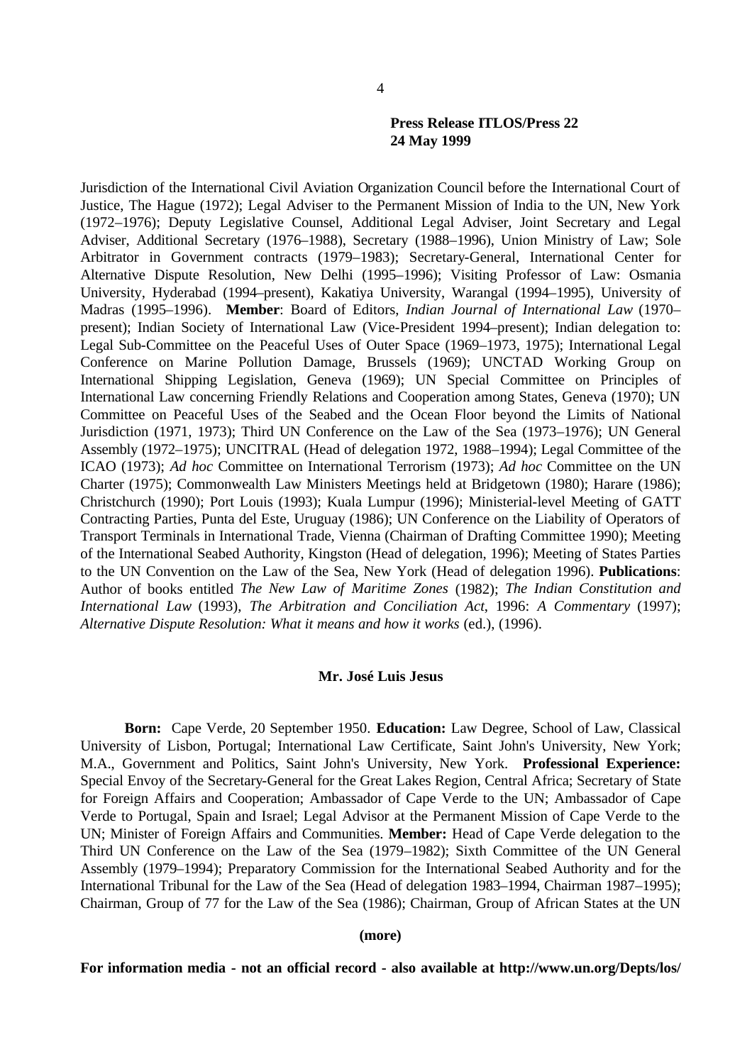Jurisdiction of the International Civil Aviation Organization Council before the International Court of Justice, The Hague (1972); Legal Adviser to the Permanent Mission of India to the UN, New York (1972–1976); Deputy Legislative Counsel, Additional Legal Adviser, Joint Secretary and Legal Adviser, Additional Secretary (1976–1988), Secretary (1988–1996), Union Ministry of Law; Sole Arbitrator in Government contracts (1979–1983); Secretary-General, International Center for Alternative Dispute Resolution, New Delhi (1995–1996); Visiting Professor of Law: Osmania University, Hyderabad (1994–present), Kakatiya University, Warangal (1994–1995), University of Madras (1995–1996). **Member**: Board of Editors, *Indian Journal of International Law* (1970–present); Indian Society of International Law (Vice-President 1994–present); Indian delegation to: Legal Sub-Committee on the Peaceful Uses of Outer Space (1969–1973, 1975); International Legal Conference on Marine Pollution Damage, Brussels (1969); UNCTAD Working Group on International Shipping Legislation, Geneva (1969); UN Special Committee on Principles of International Law concerning Friendly Relations and Cooperation among States, Geneva (1970); UN Committee on Peaceful Uses of the Seabed and the Ocean Floor beyond the Limits of National Jurisdiction (1971, 1973); Third UN Conference on the Law of the Sea (1973–1976); UN General Assembly (1972–1975); UNCITRAL (Head of delegation 1972, 1988–1994); Legal Committee of the ICAO (1973); *Ad hoc* Committee on International Terrorism (1973); *Ad hoc* Committee on the UN Charter (1975); Commonwealth Law Ministers Meetings held at Bridgetown (1980); Harare (1986); Christchurch (1990); Port Louis (1993); Kuala Lumpur (1996); Ministerial-level Meeting of GATT Contracting Parties, Punta del Este, Uruguay (1986); UN Conference on the Liability of Operators of Transport Terminals in International Trade, Vienna (Chairman of Drafting Committee 1990); Meeting of the International Seabed Authority, Kingston (Head of delegation, 1996); Meeting of States Parties to the UN Convention on the Law of the Sea, New York (Head of delegation 1996). **Publications**: Author of books entitled *The New Law of Maritime Zones* (1982); *The Indian Constitution and International Law* (1993), *The Arbitration and Conciliation Act*, 1996: *A Commentary* (1997); *Alternative Dispute Resolution: What it means and how it works* (ed.), (1996).

## Mr. José Luis Jesus

**Born:** Cape Verde, 20 September 1950. **Education:** Law Degree, School of Law, Classical University of Lisbon, Portugal; International Law Certificate, Saint John's University, New York; M.A., Government and Politics, Saint John's University, New York. **Professional Experience:** Special Envoy of the Secretary-General for the Great Lakes Region, Central Africa; Secretary of State for Foreign Affairs and Cooperation; Ambassador of Cape Verde to the UN; Ambassador of Cape Verde to Portugal, Spain and Israel; Legal Advisor at the Permanent Mission of Cape Verde to the UN; Minister of Foreign Affairs and Communities. **Member:** Head of Cape Verde delegation to the Third UN Conference on the Law of the Sea (1979–1982); Sixth Committee of the UN General Assembly (1979–1994); Preparatory Commission for the International Seabed Authority and for the International Tribunal for the Law of the Sea (Head of delegation 1983–1994, Chairman 1987–1995); Chairman, Group of 77 for the Law of the Sea (1986); Chairman, Group of African States at the UN

**(more)**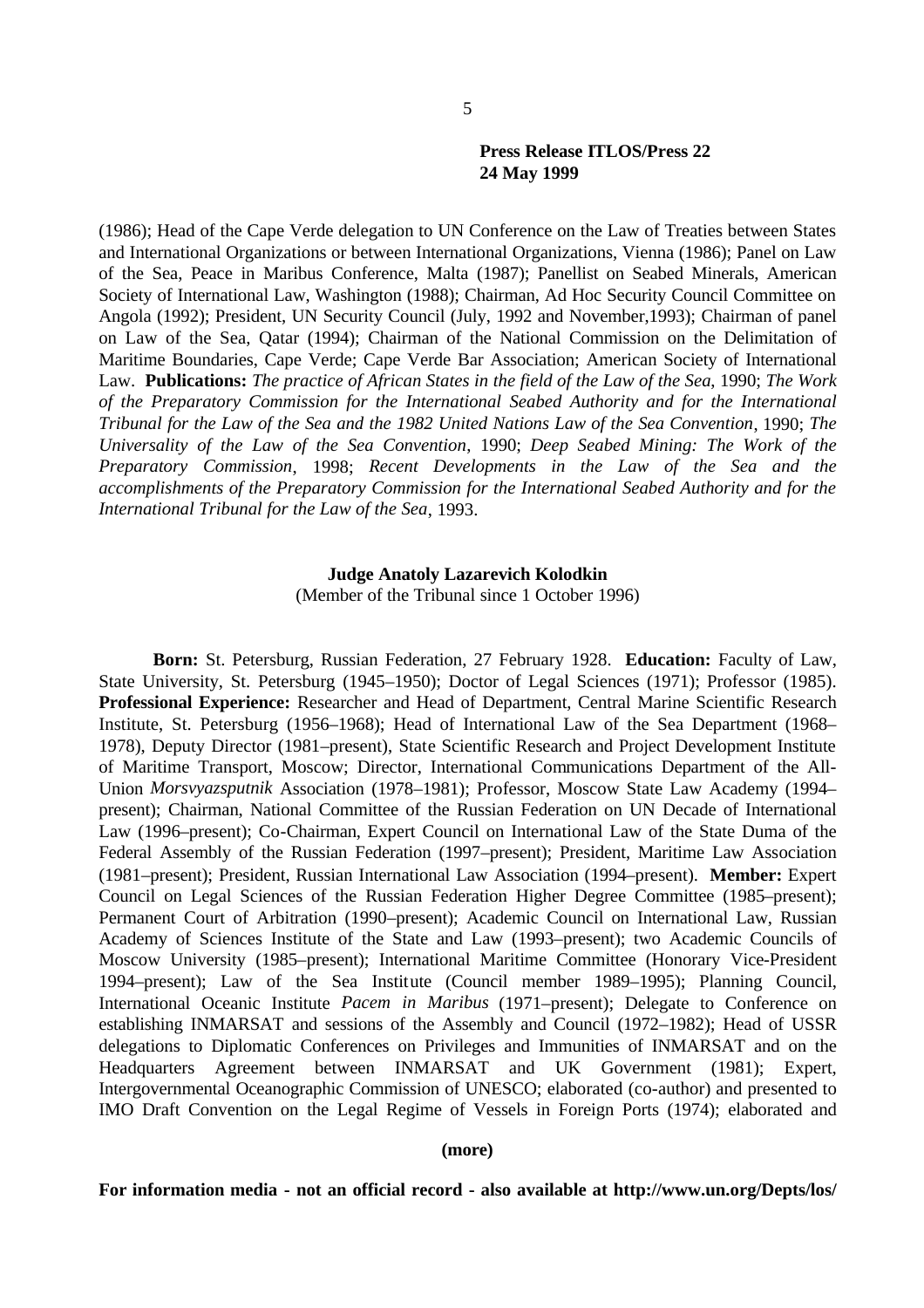(1986); Head of the Cape Verde delegation to UN Conference on the Law of Treaties between States and International Organizations or between International Organizations, Vienna (1986); Panel on Law of the Sea, Peace in Maribus Conference, Malta (1987); Panellist on Seabed Minerals, American Society of International Law, Washington (1988); Chairman, Ad Hoc Security Council Committee on Angola (1992); President, UN Security Council (July, 1992 and November,1993); Chairman of panel on Law of the Sea, Qatar (1994); Chairman of the National Commission on the Delimitation of Maritime Boundaries, Cape Verde; Cape Verde Bar Association; American Society of International Law. **Publications:** *The practice of African States in the field of the Law of the Sea*, 1990; *The Work of the Preparatory Commission for the International Seabed Authority and for the International Tribunal for the Law of the Sea and the 1982 United Nations Law of the Sea Convention*, 1990; *The Universality of the Law of the Sea Convention*, 1990; *Deep Seabed Mining: The Work of the Preparatory Commission*, 1998; *Recent Developments in the Law of the Sea and the accomplishments of the Preparatory Commission for the International Seabed Authority and for the International Tribunal for the Law of the Sea*, 1993.

**Judge Anatoly Lazarevich Kolodkin**

(Member of the Tribunal since 1 October 1996)

**Born:** St. Petersburg, Russian Federation, 27 February 1928. **Education:** Faculty of Law, State University, St. Petersburg (1945–1950); Doctor of Legal Sciences (1971); Professor (1985). **Professional Experience:** Researcher and Head of Department, Central Marine Scientific Research Institute, St. Petersburg (1956–1968); Head of International Law of the Sea Department (1968–1978), Deputy Director (1981–present), State Scientific Research and Project Development Institute of Maritime Transport, Moscow; Director, International Communications Department of the All-Union *Morsvyazsputnik* Association (1978–1981); Professor, Moscow State Law Academy (1994–present); Chairman, National Committee of the Russian Federation on UN Decade of International Law (1996–present); Co-Chairman, Expert Council on International Law of the State Duma of the Federal Assembly of the Russian Federation (1997–present); President, Maritime Law Association (1981–present); President, Russian International Law Association (1994–present). **Member:** Expert Council on Legal Sciences of the Russian Federation Higher Degree Committee (1985–present); Permanent Court of Arbitration (1990–present); Academic Council on International Law, Russian Academy of Sciences Institute of the State and Law (1993–present); two Academic Councils of Moscow University (1985–present); International Maritime Committee (Honorary Vice-President 1994–present); Law of the Sea Institute (Council member 1989–1995); Planning Council, International Oceanic Institute *Pacem in Maribus* (1971–present); Delegate to Conference on establishing INMARSAT and sessions of the Assembly and Council (1972–1982); Head of USSR delegations to Diplomatic Conferences on Privileges and Immunities of INMARSAT and on the Headquarters Agreement between INMARSAT and UK Government (1981); Expert, Intergovernmental Oceanographic Commission of UNESCO; elaborated (co-author) and presented to IMO Draft Convention on the Legal Regime of Vessels in Foreign Ports (1974); elaborated and

**(more)**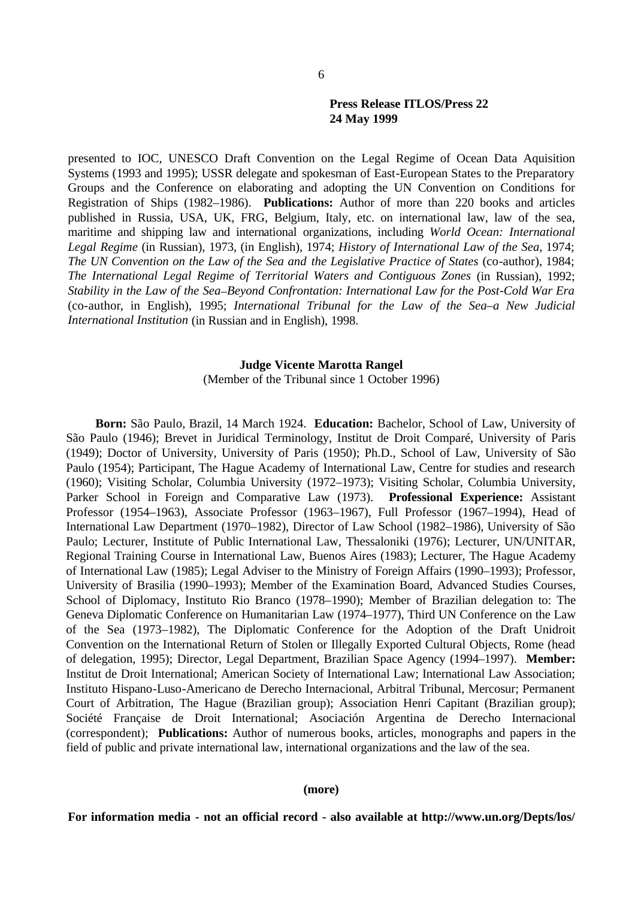**Press Release ITLOS/Press 22**
**24 May 1999**

presented to IOC, UNESCO Draft Convention on the Legal Regime of Ocean Data Aquisition Systems (1993 and 1995); USSR delegate and spokesman of East-European States to the Preparatory Groups and the Conference on elaborating and adopting the UN Convention on Conditions for Registration of Ships (1982–1986). **Publications:** Author of more than 220 books and articles published in Russia, USA, UK, FRG, Belgium, Italy, etc. on international law, law of the sea, maritime and shipping law and international organizations, including *World Ocean: International Legal Regime* (in Russian), 1973, (in English), 1974; *History of International Law of the Sea*, 1974; *The UN Convention on the Law of the Sea and the Legislative Practice of States* (co-author), 1984; *The International Legal Regime of Territorial Waters and Contiguous Zones* (in Russian), 1992; *Stability in the Law of the Sea–Beyond Confrontation: International Law for the Post-Cold War Era* (co-author, in English), 1995; *International Tribunal for the Law of the Sea–a New Judicial International Institution* (in Russian and in English), 1998.

**Judge Vicente Marotta Rangel**
(Member of the Tribunal since 1 October 1996)

**Born:** São Paulo, Brazil, 14 March 1924. **Education:** Bachelor, School of Law, University of São Paulo (1946); Brevet in Juridical Terminology, Institut de Droit Comparé, University of Paris (1949); Doctor of University, University of Paris (1950); Ph.D., School of Law, University of São Paulo (1954); Participant, The Hague Academy of International Law, Centre for studies and research (1960); Visiting Scholar, Columbia University (1972–1973); Visiting Scholar, Columbia University, Parker School in Foreign and Comparative Law (1973). **Professional Experience:** Assistant Professor (1954–1963), Associate Professor (1963–1967), Full Professor (1967–1994), Head of International Law Department (1970–1982), Director of Law School (1982–1986), University of São Paulo; Lecturer, Institute of Public International Law, Thessaloniki (1976); Lecturer, UN/UNITAR, Regional Training Course in International Law, Buenos Aires (1983); Lecturer, The Hague Academy of International Law (1985); Legal Adviser to the Ministry of Foreign Affairs (1990–1993); Professor, University of Brasilia (1990–1993); Member of the Examination Board, Advanced Studies Courses, School of Diplomacy, Instituto Rio Branco (1978–1990); Member of Brazilian delegation to: The Geneva Diplomatic Conference on Humanitarian Law (1974–1977), Third UN Conference on the Law of the Sea (1973–1982), The Diplomatic Conference for the Adoption of the Draft Unidroit Convention on the International Return of Stolen or Illegally Exported Cultural Objects, Rome (head of delegation, 1995); Director, Legal Department, Brazilian Space Agency (1994–1997). **Member:** Institut de Droit International; American Society of International Law; International Law Association; Instituto Hispano-Luso-Americano de Derecho Internacional, Arbitral Tribunal, Mercosur; Permanent Court of Arbitration, The Hague (Brazilian group); Association Henri Capitant (Brazilian group); Société Française de Droit International; Asociación Argentina de Derecho Internacional (correspondent); **Publications:** Author of numerous books, articles, monographs and papers in the field of public and private international law, international organizations and the law of the sea.

**(more)**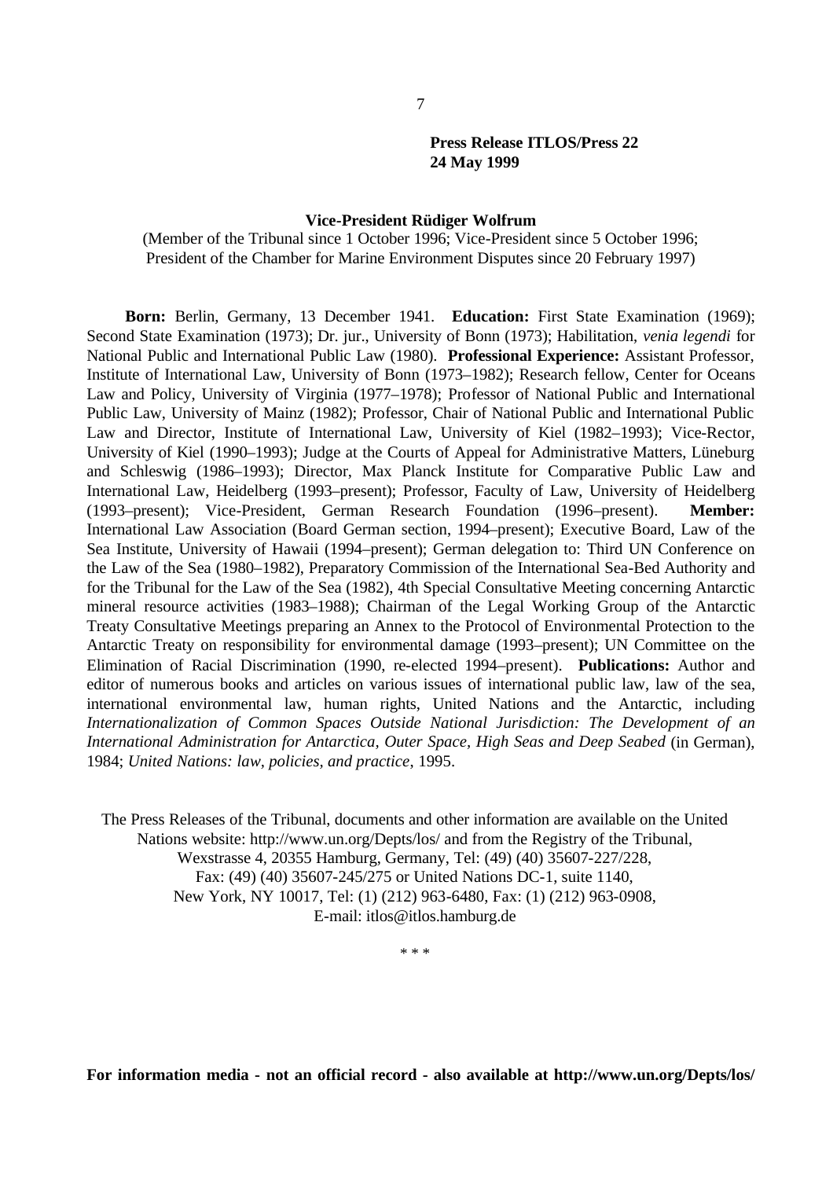**Press Release ITLOS/Press 22**
**24 May 1999**

**Vice-President Rüdiger Wolfrum**

(Member of the Tribunal since 1 October 1996; Vice-President since 5 October 1996; President of the Chamber for Marine Environment Disputes since 20 February 1997)

**Born:** Berlin, Germany, 13 December 1941. **Education:** First State Examination (1969); Second State Examination (1973); Dr. jur., University of Bonn (1973); Habilitation, *venia legendi* for National Public and International Public Law (1980). **Professional Experience:** Assistant Professor, Institute of International Law, University of Bonn (1973–1982); Research fellow, Center for Oceans Law and Policy, University of Virginia (1977–1978); Professor of National Public and International Public Law, University of Mainz (1982); Professor, Chair of National Public and International Public Law and Director, Institute of International Law, University of Kiel (1982–1993); Vice-Rector, University of Kiel (1990–1993); Judge at the Courts of Appeal for Administrative Matters, Lüneburg and Schleswig (1986–1993); Director, Max Planck Institute for Comparative Public Law and International Law, Heidelberg (1993–present); Professor, Faculty of Law, University of Heidelberg (1993–present); Vice-President, German Research Foundation (1996–present). **Member:** International Law Association (Board German section, 1994–present); Executive Board, Law of the Sea Institute, University of Hawaii (1994–present); German delegation to: Third UN Conference on the Law of the Sea (1980–1982), Preparatory Commission of the International Sea-Bed Authority and for the Tribunal for the Law of the Sea (1982), 4th Special Consultative Meeting concerning Antarctic mineral resource activities (1983–1988); Chairman of the Legal Working Group of the Antarctic Treaty Consultative Meetings preparing an Annex to the Protocol of Environmental Protection to the Antarctic Treaty on responsibility for environmental damage (1993–present); UN Committee on the Elimination of Racial Discrimination (1990, re-elected 1994–present). **Publications:** Author and editor of numerous books and articles on various issues of international public law, law of the sea, international environmental law, human rights, United Nations and the Antarctic, including *Internationalization of Common Spaces Outside National Jurisdiction: The Development of an International Administration for Antarctica, Outer Space, High Seas and Deep Seabed* (in German), 1984; *United Nations: law, policies, and practice*, 1995.

The Press Releases of the Tribunal, documents and other information are available on the United Nations website: http://www.un.org/Depts/los/ and from the Registry of the Tribunal, Wexstrasse 4, 20355 Hamburg, Germany, Tel: (49) (40) 35607-227/228, Fax: (49) (40) 35607-245/275 or United Nations DC-1, suite 1140, New York, NY 10017, Tel: (1) (212) 963-6480, Fax: (1) (212) 963-0908, E-mail: itlos@itlos.hamburg.de

\* \* \*

**For information media - not an official record - also available at http://www.un.org/Depts/los/**